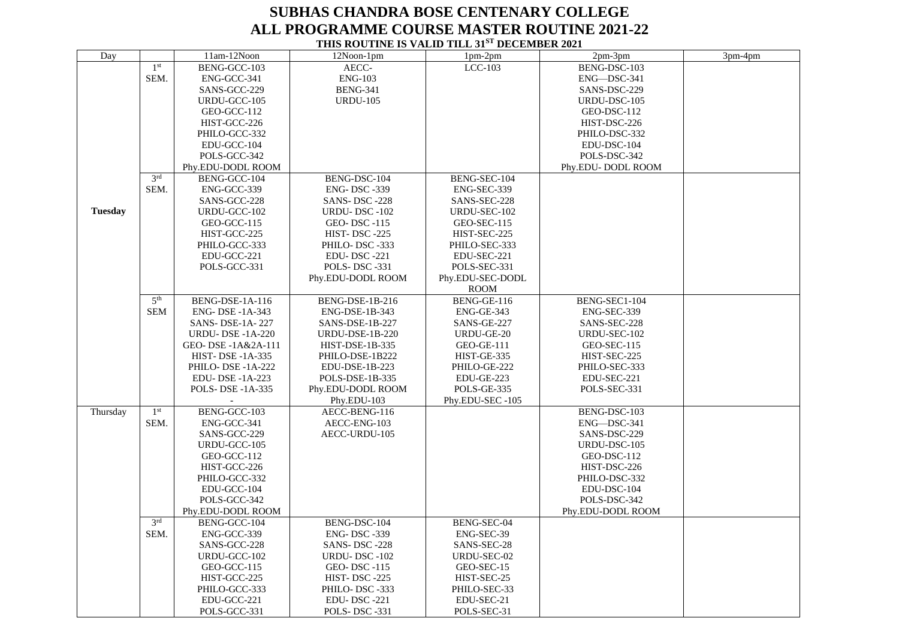# SUBHAS CHANDRA BOSE CENTENARY COLLEGE

## ALL PROGRAMME COURSE MASTER ROUTINE 2021-22

**THIS ROUTINE IS VALID TILL 31ST DECEMBER 2021**

| Day | | 11am-12Noon | 12Noon-1pm | 1pm-2pm | 2pm-3pm | 3pm-4pm |
|---|---|---|---|---|---|---|
| **Tuesday** | 1st SEM. | BENG-GCC-103<br>ENG-GCC-341<br>SANS-GCC-229<br>URDU-GCC-105<br>GEO-GCC-112<br>HIST-GCC-226<br>PHILO-GCC-332<br>EDU-GCC-104<br>POLS-GCC-342<br>Phy.EDU-DODL ROOM | AECC-<br>ENG-103<br>BENG-341<br>URDU-105 | LCC-103 | BENG-DSC-103<br>ENG—DSC-341<br>SANS-DSC-229<br>URDU-DSC-105<br>GEO-DSC-112<br>HIST-DSC-226<br>PHILO-DSC-332<br>EDU-DSC-104<br>POLS-DSC-342<br>Phy.EDU- DODL ROOM | |
| | 3rd SEM. | BENG-GCC-104<br>ENG-GCC-339<br>SANS-GCC-228<br>URDU-GCC-102<br>GEO-GCC-115<br>HIST-GCC-225<br>PHILO-GCC-333<br>EDU-GCC-221<br>POLS-GCC-331 | BENG-DSC-104<br>ENG- DSC -339<br>SANS- DSC -228<br>URDU- DSC -102<br>GEO- DSC -115<br>HIST- DSC -225<br>PHILO- DSC -333<br>EDU- DSC -221<br>POLS- DSC -331<br>Phy.EDU-DODL ROOM | BENG-SEC-104<br>ENG-SEC-339<br>SANS-SEC-228<br>URDU-SEC-102<br>GEO-SEC-115<br>HIST-SEC-225<br>PHILO-SEC-333<br>EDU-SEC-221<br>POLS-SEC-331<br>Phy.EDU-SEC-DODL ROOM | | |
| | 5th SEM | BENG-DSE-1A-116<br>ENG- DSE -1A-343<br>SANS- DSE-1A- 227<br>URDU- DSE -1A-220<br>GEO- DSE -1A&2A-111<br>HIST- DSE -1A-335<br>PHILO- DSE -1A-222<br>EDU- DSE -1A-223<br>POLS- DSE -1A-335<br>- | BENG-DSE-1B-216<br>ENG-DSE-1B-343<br>SANS-DSE-1B-227<br>URDU-DSE-1B-220<br>HIST-DSE-1B-335<br>PHILO-DSE-1B222<br>EDU-DSE-1B-223<br>POLS-DSE-1B-335<br>Phy.EDU-DODL ROOM<br>Phy.EDU-103 | BENG-GE-116<br>ENG-GE-343<br>SANS-GE-227<br>URDU-GE-20<br>GEO-GE-111<br>HIST-GE-335<br>PHILO-GE-222<br>EDU-GE-223<br>POLS-GE-335<br>Phy.EDU-SEC -105 | BENG-SEC1-104<br>ENG-SEC-339<br>SANS-SEC-228<br>URDU-SEC-102<br>GEO-SEC-115<br>HIST-SEC-225<br>PHILO-SEC-333<br>EDU-SEC-221<br>POLS-SEC-331 | |
| Thursday | 1st SEM. | BENG-GCC-103<br>ENG-GCC-341<br>SANS-GCC-229<br>URDU-GCC-105<br>GEO-GCC-112<br>HIST-GCC-226<br>PHILO-GCC-332<br>EDU-GCC-104<br>POLS-GCC-342<br>Phy.EDU-DODL ROOM | AECC-BENG-116<br>AECC-ENG-103<br>AECC-URDU-105 | | BENG-DSC-103<br>ENG—DSC-341<br>SANS-DSC-229<br>URDU-DSC-105<br>GEO-DSC-112<br>HIST-DSC-226<br>PHILO-DSC-332<br>EDU-DSC-104<br>POLS-DSC-342<br>Phy.EDU-DODL ROOM | |
| | 3rd SEM. | BENG-GCC-104<br>ENG-GCC-339<br>SANS-GCC-228<br>URDU-GCC-102<br>GEO-GCC-115<br>HIST-GCC-225<br>PHILO-GCC-333<br>EDU-GCC-221<br>POLS-GCC-331 | BENG-DSC-104<br>ENG- DSC -339<br>SANS- DSC -228<br>URDU- DSC -102<br>GEO- DSC -115<br>HIST- DSC -225<br>PHILO- DSC -333<br>EDU- DSC -221<br>POLS- DSC -331 | BENG-SEC-04<br>ENG-SEC-39<br>SANS-SEC-28<br>URDU-SEC-02<br>GEO-SEC-15<br>HIST-SEC-25<br>PHILO-SEC-33<br>EDU-SEC-21<br>POLS-SEC-31 | | |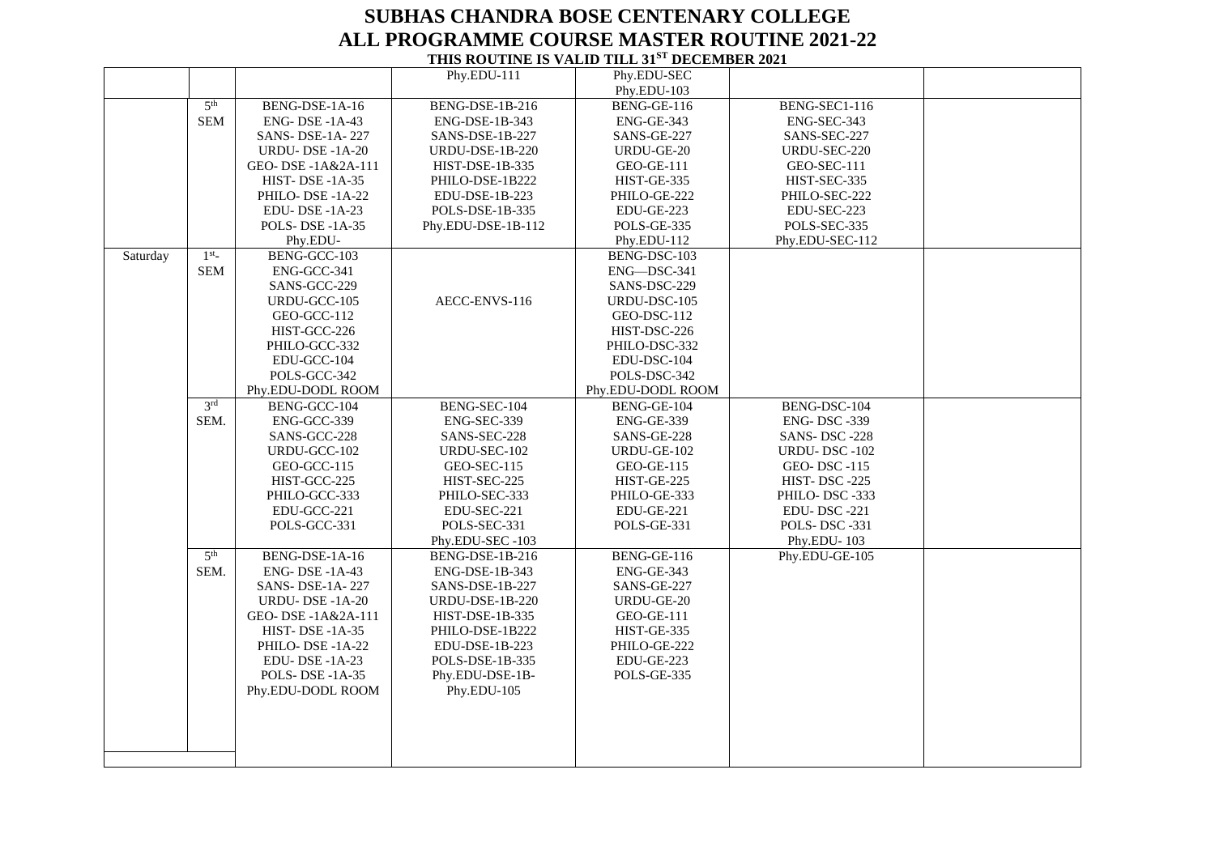# SUBHAS CHANDRA BOSE CENTENARY COLLEGE
# ALL PROGRAMME COURSE MASTER ROUTINE 2021-22
### THIS ROUTINE IS VALID TILL 31ST DECEMBER 2021

| | | | | | | |
|---|---|---|---|---|---|---|
| | | | Phy.EDU-111 | Phy.EDU-SEC<br>Phy.EDU-103 | | |
| | 5th SEM | BENG-DSE-1A-16<br>ENG- DSE -1A-43<br>SANS- DSE-1A- 227<br>URDU- DSE -1A-20<br>GEO- DSE -1A&2A-111<br>HIST- DSE -1A-35<br>PHILO- DSE -1A-22<br>EDU- DSE -1A-23<br>POLS- DSE -1A-35<br>Phy.EDU- | BENG-DSE-1B-216<br>ENG-DSE-1B-343<br>SANS-DSE-1B-227<br>URDU-DSE-1B-220<br>HIST-DSE-1B-335<br>PHILO-DSE-1B222<br>EDU-DSE-1B-223<br>POLS-DSE-1B-335<br>Phy.EDU-DSE-1B-112 | BENG-GE-116<br>ENG-GE-343<br>SANS-GE-227<br>URDU-GE-20<br>GEO-GE-111<br>HIST-GE-335<br>PHILO-GE-222<br>EDU-GE-223<br>POLS-GE-335<br>Phy.EDU-112 | BENG-SEC1-116<br>ENG-SEC-343<br>SANS-SEC-227<br>URDU-SEC-220<br>GEO-SEC-111<br>HIST-SEC-335<br>PHILO-SEC-222<br>EDU-SEC-223<br>POLS-SEC-335<br>Phy.EDU-SEC-112 | |
| Saturday | 1st-SEM | BENG-GCC-103<br>ENG-GCC-341<br>SANS-GCC-229<br>URDU-GCC-105<br>GEO-GCC-112<br>HIST-GCC-226<br>PHILO-GCC-332<br>EDU-GCC-104<br>POLS-GCC-342<br>Phy.EDU-DODL ROOM | AECC-ENVS-116 | BENG-DSC-103<br>ENG—DSC-341<br>SANS-DSC-229<br>URDU-DSC-105<br>GEO-DSC-112<br>HIST-DSC-226<br>PHILO-DSC-332<br>EDU-DSC-104<br>POLS-DSC-342<br>Phy.EDU-DODL ROOM | | |
| | 3rd SEM. | BENG-GCC-104<br>ENG-GCC-339<br>SANS-GCC-228<br>URDU-GCC-102<br>GEO-GCC-115<br>HIST-GCC-225<br>PHILO-GCC-333<br>EDU-GCC-221<br>POLS-GCC-331 | BENG-SEC-104<br>ENG-SEC-339<br>SANS-SEC-228<br>URDU-SEC-102<br>GEO-SEC-115<br>HIST-SEC-225<br>PHILO-SEC-333<br>EDU-SEC-221<br>POLS-SEC-331<br>Phy.EDU-SEC -103 | BENG-GE-104<br>ENG-GE-339<br>SANS-GE-228<br>URDU-GE-102<br>GEO-GE-115<br>HIST-GE-225<br>PHILO-GE-333<br>EDU-GE-221<br>POLS-GE-331 | BENG-DSC-104<br>ENG- DSC -339<br>SANS- DSC -228<br>URDU- DSC -102<br>GEO- DSC -115<br>HIST- DSC -225<br>PHILO- DSC -333<br>EDU- DSC -221<br>POLS- DSC -331<br>Phy.EDU- 103 | |
| | 5th SEM. | BENG-DSE-1A-16<br>ENG- DSE -1A-43<br>SANS- DSE-1A- 227<br>URDU- DSE -1A-20<br>GEO- DSE -1A&2A-111<br>HIST- DSE -1A-35<br>PHILO- DSE -1A-22<br>EDU- DSE -1A-23<br>POLS- DSE -1A-35<br>Phy.EDU-DODL ROOM | BENG-DSE-1B-216<br>ENG-DSE-1B-343<br>SANS-DSE-1B-227<br>URDU-DSE-1B-220<br>HIST-DSE-1B-335<br>PHILO-DSE-1B222<br>EDU-DSE-1B-223<br>POLS-DSE-1B-335<br>Phy.EDU-DSE-1B-<br>Phy.EDU-105 | BENG-GE-116<br>ENG-GE-343<br>SANS-GE-227<br>URDU-GE-20<br>GEO-GE-111<br>HIST-GE-335<br>PHILO-GE-222<br>EDU-GE-223<br>POLS-GE-335 | Phy.EDU-GE-105 | |